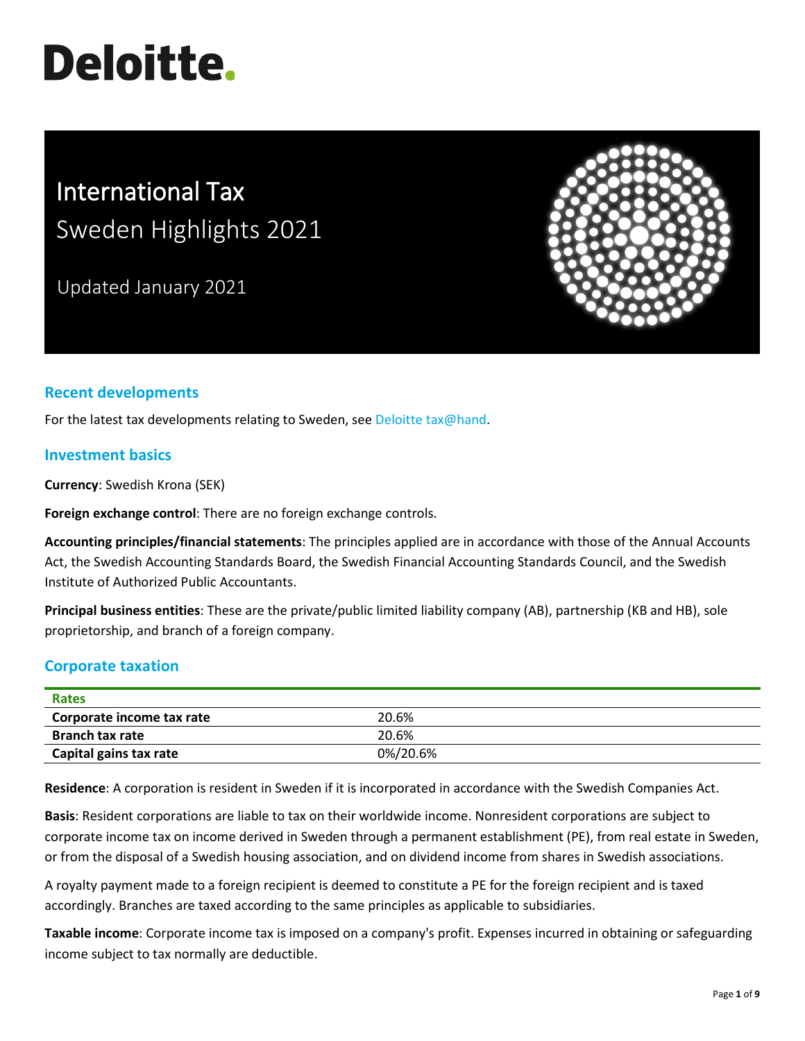# Deloitte.

# International Tax
## Sweden Highlights 2021

Updated January 2021

## Recent developments

For the latest tax developments relating to Sweden, see Deloitte tax@hand.

## Investment basics

**Currency**: Swedish Krona (SEK)

**Foreign exchange control**: There are no foreign exchange controls.

**Accounting principles/financial statements**: The principles applied are in accordance with those of the Annual Accounts Act, the Swedish Accounting Standards Board, the Swedish Financial Accounting Standards Council, and the Swedish Institute of Authorized Public Accountants.

**Principal business entities**: These are the private/public limited liability company (AB), partnership (KB and HB), sole proprietorship, and branch of a foreign company.

## Corporate taxation

| Rates | |
|---|---|
| **Corporate income tax rate** | 20.6% |
| **Branch tax rate** | 20.6% |
| **Capital gains tax rate** | 0%/20.6% |

**Residence**: A corporation is resident in Sweden if it is incorporated in accordance with the Swedish Companies Act.

**Basis**: Resident corporations are liable to tax on their worldwide income. Nonresident corporations are subject to corporate income tax on income derived in Sweden through a permanent establishment (PE), from real estate in Sweden, or from the disposal of a Swedish housing association, and on dividend income from shares in Swedish associations.

A royalty payment made to a foreign recipient is deemed to constitute a PE for the foreign recipient and is taxed accordingly. Branches are taxed according to the same principles as applicable to subsidiaries.

**Taxable income**: Corporate income tax is imposed on a company's profit. Expenses incurred in obtaining or safeguarding income subject to tax normally are deductible.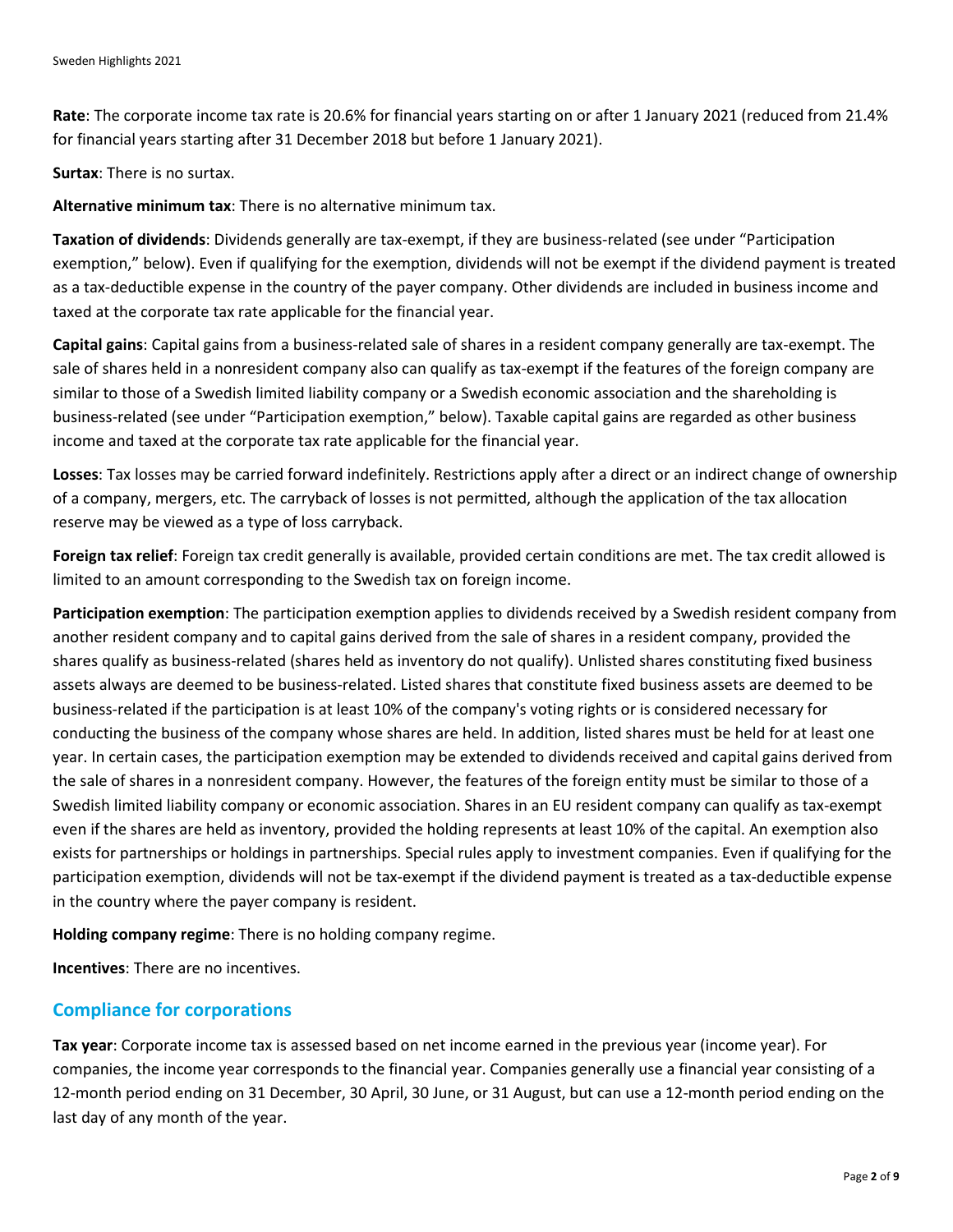**Rate**: The corporate income tax rate is 20.6% for financial years starting on or after 1 January 2021 (reduced from 21.4% for financial years starting after 31 December 2018 but before 1 January 2021).

**Surtax**: There is no surtax.

**Alternative minimum tax**: There is no alternative minimum tax.

**Taxation of dividends**: Dividends generally are tax-exempt, if they are business-related (see under "Participation exemption," below). Even if qualifying for the exemption, dividends will not be exempt if the dividend payment is treated as a tax-deductible expense in the country of the payer company. Other dividends are included in business income and taxed at the corporate tax rate applicable for the financial year.

**Capital gains**: Capital gains from a business-related sale of shares in a resident company generally are tax-exempt. The sale of shares held in a nonresident company also can qualify as tax-exempt if the features of the foreign company are similar to those of a Swedish limited liability company or a Swedish economic association and the shareholding is business-related (see under "Participation exemption," below). Taxable capital gains are regarded as other business income and taxed at the corporate tax rate applicable for the financial year.

**Losses**: Tax losses may be carried forward indefinitely. Restrictions apply after a direct or an indirect change of ownership of a company, mergers, etc. The carryback of losses is not permitted, although the application of the tax allocation reserve may be viewed as a type of loss carryback.

**Foreign tax relief**: Foreign tax credit generally is available, provided certain conditions are met. The tax credit allowed is limited to an amount corresponding to the Swedish tax on foreign income.

**Participation exemption**: The participation exemption applies to dividends received by a Swedish resident company from another resident company and to capital gains derived from the sale of shares in a resident company, provided the shares qualify as business-related (shares held as inventory do not qualify). Unlisted shares constituting fixed business assets always are deemed to be business-related. Listed shares that constitute fixed business assets are deemed to be business-related if the participation is at least 10% of the company's voting rights or is considered necessary for conducting the business of the company whose shares are held. In addition, listed shares must be held for at least one year. In certain cases, the participation exemption may be extended to dividends received and capital gains derived from the sale of shares in a nonresident company. However, the features of the foreign entity must be similar to those of a Swedish limited liability company or economic association. Shares in an EU resident company can qualify as tax-exempt even if the shares are held as inventory, provided the holding represents at least 10% of the capital. An exemption also exists for partnerships or holdings in partnerships. Special rules apply to investment companies. Even if qualifying for the participation exemption, dividends will not be tax-exempt if the dividend payment is treated as a tax-deductible expense in the country where the payer company is resident.

**Holding company regime**: There is no holding company regime.

**Incentives**: There are no incentives.

## Compliance for corporations

**Tax year**: Corporate income tax is assessed based on net income earned in the previous year (income year). For companies, the income year corresponds to the financial year. Companies generally use a financial year consisting of a 12-month period ending on 31 December, 30 April, 30 June, or 31 August, but can use a 12-month period ending on the last day of any month of the year.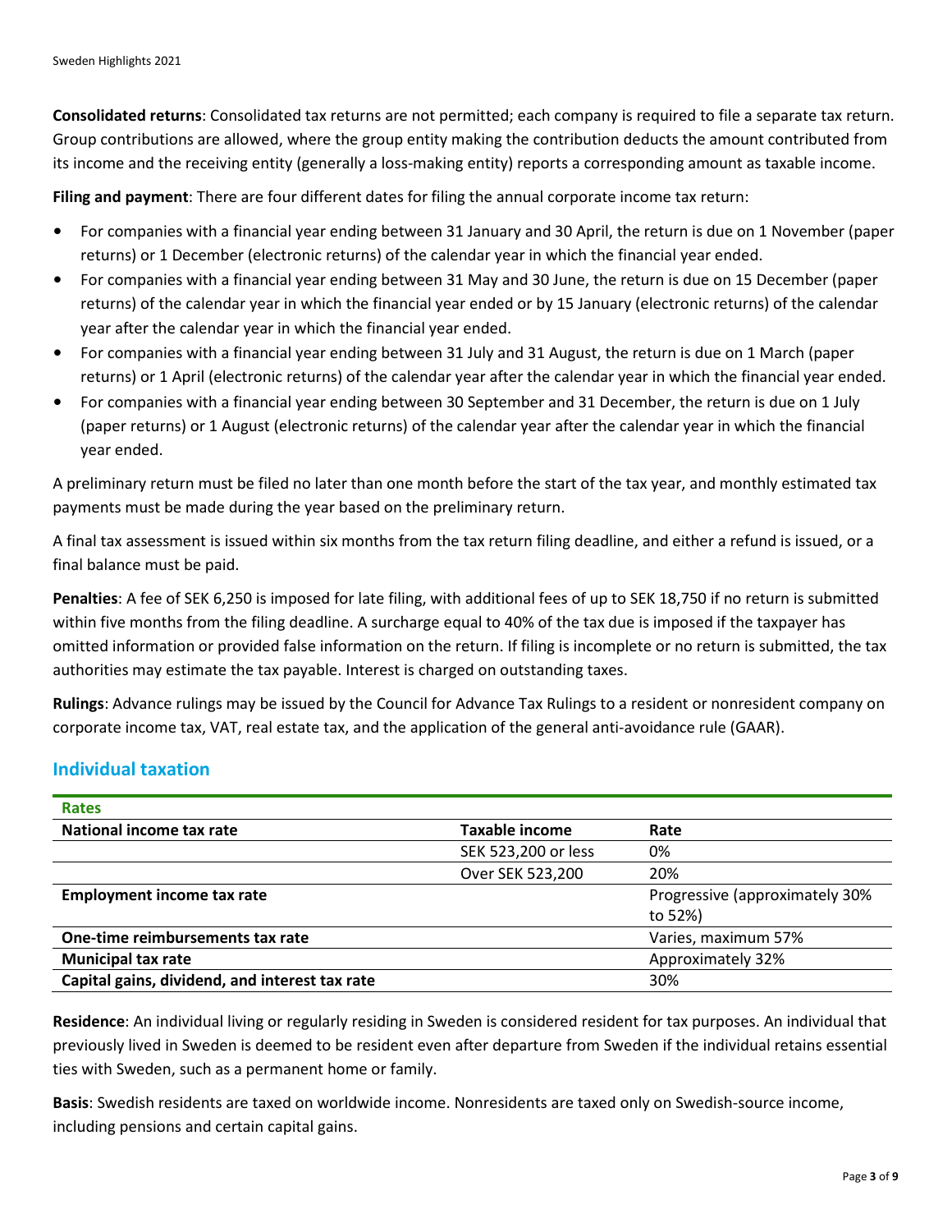**Consolidated returns**: Consolidated tax returns are not permitted; each company is required to file a separate tax return. Group contributions are allowed, where the group entity making the contribution deducts the amount contributed from its income and the receiving entity (generally a loss-making entity) reports a corresponding amount as taxable income.

**Filing and payment**: There are four different dates for filing the annual corporate income tax return:

- For companies with a financial year ending between 31 January and 30 April, the return is due on 1 November (paper returns) or 1 December (electronic returns) of the calendar year in which the financial year ended.
- For companies with a financial year ending between 31 May and 30 June, the return is due on 15 December (paper returns) of the calendar year in which the financial year ended or by 15 January (electronic returns) of the calendar year after the calendar year in which the financial year ended.
- For companies with a financial year ending between 31 July and 31 August, the return is due on 1 March (paper returns) or 1 April (electronic returns) of the calendar year after the calendar year in which the financial year ended.
- For companies with a financial year ending between 30 September and 31 December, the return is due on 1 July (paper returns) or 1 August (electronic returns) of the calendar year after the calendar year in which the financial year ended.

A preliminary return must be filed no later than one month before the start of the tax year, and monthly estimated tax payments must be made during the year based on the preliminary return.

A final tax assessment is issued within six months from the tax return filing deadline, and either a refund is issued, or a final balance must be paid.

**Penalties**: A fee of SEK 6,250 is imposed for late filing, with additional fees of up to SEK 18,750 if no return is submitted within five months from the filing deadline. A surcharge equal to 40% of the tax due is imposed if the taxpayer has omitted information or provided false information on the return. If filing is incomplete or no return is submitted, the tax authorities may estimate the tax payable. Interest is charged on outstanding taxes.

**Rulings**: Advance rulings may be issued by the Council for Advance Tax Rulings to a resident or nonresident company on corporate income tax, VAT, real estate tax, and the application of the general anti-avoidance rule (GAAR).

## Individual taxation

| Rates | | |
|---|---|---|
| **National income tax rate** | **Taxable income** | **Rate** |
| | SEK 523,200 or less | 0% |
| | Over SEK 523,200 | 20% |
| **Employment income tax rate** | | Progressive (approximately 30% to 52%) |
| **One-time reimbursements tax rate** | | Varies, maximum 57% |
| **Municipal tax rate** | | Approximately 32% |
| **Capital gains, dividend, and interest tax rate** | | 30% |

**Residence**: An individual living or regularly residing in Sweden is considered resident for tax purposes. An individual that previously lived in Sweden is deemed to be resident even after departure from Sweden if the individual retains essential ties with Sweden, such as a permanent home or family.

**Basis**: Swedish residents are taxed on worldwide income. Nonresidents are taxed only on Swedish-source income, including pensions and certain capital gains.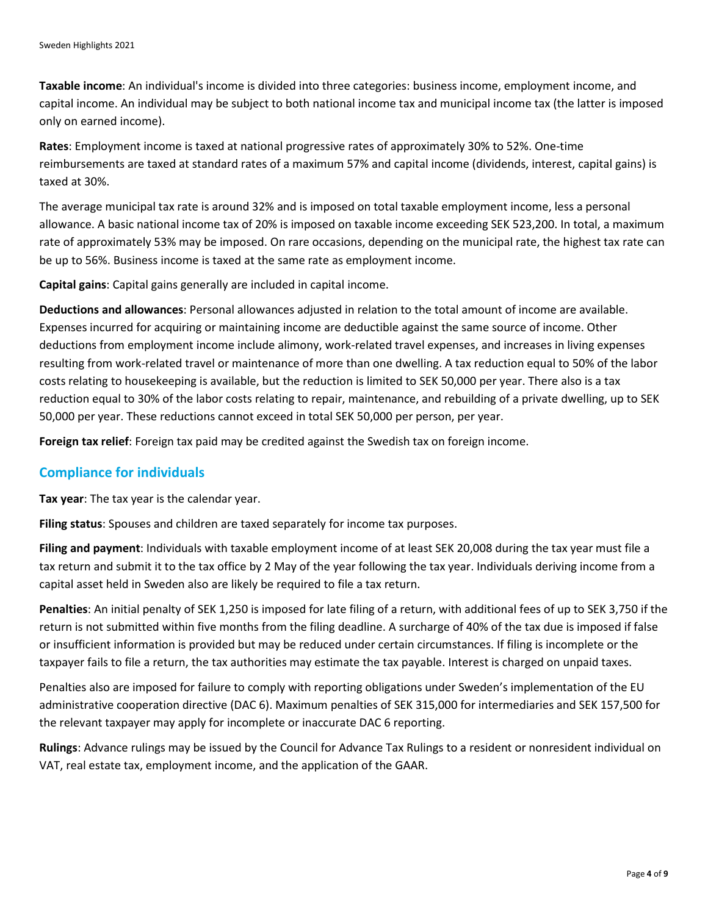**Taxable income**: An individual's income is divided into three categories: business income, employment income, and capital income. An individual may be subject to both national income tax and municipal income tax (the latter is imposed only on earned income).

**Rates**: Employment income is taxed at national progressive rates of approximately 30% to 52%. One-time reimbursements are taxed at standard rates of a maximum 57% and capital income (dividends, interest, capital gains) is taxed at 30%.

The average municipal tax rate is around 32% and is imposed on total taxable employment income, less a personal allowance. A basic national income tax of 20% is imposed on taxable income exceeding SEK 523,200. In total, a maximum rate of approximately 53% may be imposed. On rare occasions, depending on the municipal rate, the highest tax rate can be up to 56%. Business income is taxed at the same rate as employment income.

**Capital gains**: Capital gains generally are included in capital income.

**Deductions and allowances**: Personal allowances adjusted in relation to the total amount of income are available. Expenses incurred for acquiring or maintaining income are deductible against the same source of income. Other deductions from employment income include alimony, work-related travel expenses, and increases in living expenses resulting from work-related travel or maintenance of more than one dwelling. A tax reduction equal to 50% of the labor costs relating to housekeeping is available, but the reduction is limited to SEK 50,000 per year. There also is a tax reduction equal to 30% of the labor costs relating to repair, maintenance, and rebuilding of a private dwelling, up to SEK 50,000 per year. These reductions cannot exceed in total SEK 50,000 per person, per year.

**Foreign tax relief**: Foreign tax paid may be credited against the Swedish tax on foreign income.

## Compliance for individuals

**Tax year**: The tax year is the calendar year.

**Filing status**: Spouses and children are taxed separately for income tax purposes.

**Filing and payment**: Individuals with taxable employment income of at least SEK 20,008 during the tax year must file a tax return and submit it to the tax office by 2 May of the year following the tax year. Individuals deriving income from a capital asset held in Sweden also are likely be required to file a tax return.

**Penalties**: An initial penalty of SEK 1,250 is imposed for late filing of a return, with additional fees of up to SEK 3,750 if the return is not submitted within five months from the filing deadline. A surcharge of 40% of the tax due is imposed if false or insufficient information is provided but may be reduced under certain circumstances. If filing is incomplete or the taxpayer fails to file a return, the tax authorities may estimate the tax payable. Interest is charged on unpaid taxes.

Penalties also are imposed for failure to comply with reporting obligations under Sweden's implementation of the EU administrative cooperation directive (DAC 6). Maximum penalties of SEK 315,000 for intermediaries and SEK 157,500 for the relevant taxpayer may apply for incomplete or inaccurate DAC 6 reporting.

**Rulings**: Advance rulings may be issued by the Council for Advance Tax Rulings to a resident or nonresident individual on VAT, real estate tax, employment income, and the application of the GAAR.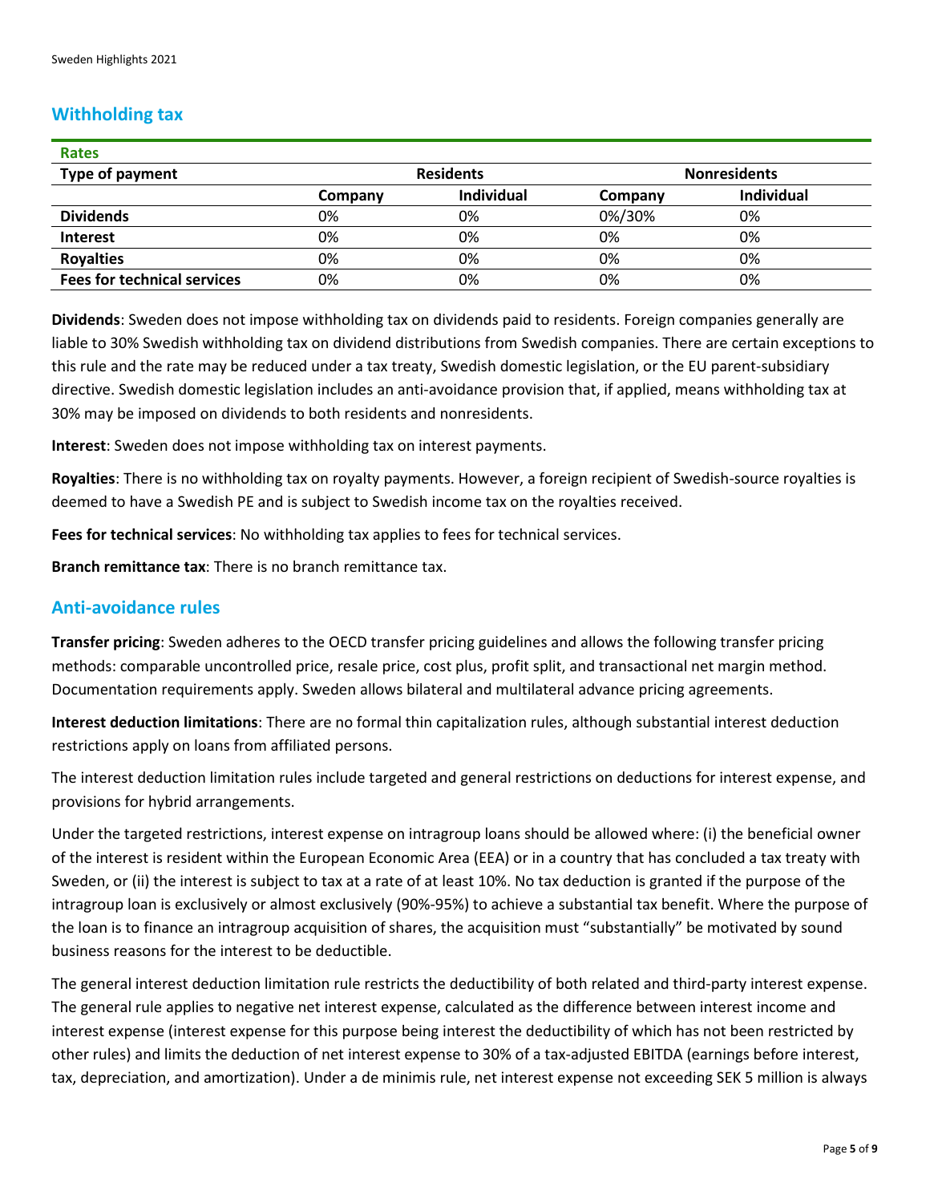## Withholding tax

| Rates | | | | |
|---|---|---|---|---|
| **Type of payment** | **Residents** | | **Nonresidents** | |
| | **Company** | **Individual** | **Company** | **Individual** |
| **Dividends** | 0% | 0% | 0%/30% | 0% |
| **Interest** | 0% | 0% | 0% | 0% |
| **Royalties** | 0% | 0% | 0% | 0% |
| **Fees for technical services** | 0% | 0% | 0% | 0% |

**Dividends**: Sweden does not impose withholding tax on dividends paid to residents. Foreign companies generally are liable to 30% Swedish withholding tax on dividend distributions from Swedish companies. There are certain exceptions to this rule and the rate may be reduced under a tax treaty, Swedish domestic legislation, or the EU parent-subsidiary directive. Swedish domestic legislation includes an anti-avoidance provision that, if applied, means withholding tax at 30% may be imposed on dividends to both residents and nonresidents.

**Interest**: Sweden does not impose withholding tax on interest payments.

**Royalties**: There is no withholding tax on royalty payments. However, a foreign recipient of Swedish-source royalties is deemed to have a Swedish PE and is subject to Swedish income tax on the royalties received.

**Fees for technical services**: No withholding tax applies to fees for technical services.

**Branch remittance tax**: There is no branch remittance tax.

## Anti-avoidance rules

**Transfer pricing**: Sweden adheres to the OECD transfer pricing guidelines and allows the following transfer pricing methods: comparable uncontrolled price, resale price, cost plus, profit split, and transactional net margin method. Documentation requirements apply. Sweden allows bilateral and multilateral advance pricing agreements.

**Interest deduction limitations**: There are no formal thin capitalization rules, although substantial interest deduction restrictions apply on loans from affiliated persons.

The interest deduction limitation rules include targeted and general restrictions on deductions for interest expense, and provisions for hybrid arrangements.

Under the targeted restrictions, interest expense on intragroup loans should be allowed where: (i) the beneficial owner of the interest is resident within the European Economic Area (EEA) or in a country that has concluded a tax treaty with Sweden, or (ii) the interest is subject to tax at a rate of at least 10%. No tax deduction is granted if the purpose of the intragroup loan is exclusively or almost exclusively (90%-95%) to achieve a substantial tax benefit. Where the purpose of the loan is to finance an intragroup acquisition of shares, the acquisition must "substantially" be motivated by sound business reasons for the interest to be deductible.

The general interest deduction limitation rule restricts the deductibility of both related and third-party interest expense. The general rule applies to negative net interest expense, calculated as the difference between interest income and interest expense (interest expense for this purpose being interest the deductibility of which has not been restricted by other rules) and limits the deduction of net interest expense to 30% of a tax-adjusted EBITDA (earnings before interest, tax, depreciation, and amortization). Under a de minimis rule, net interest expense not exceeding SEK 5 million is always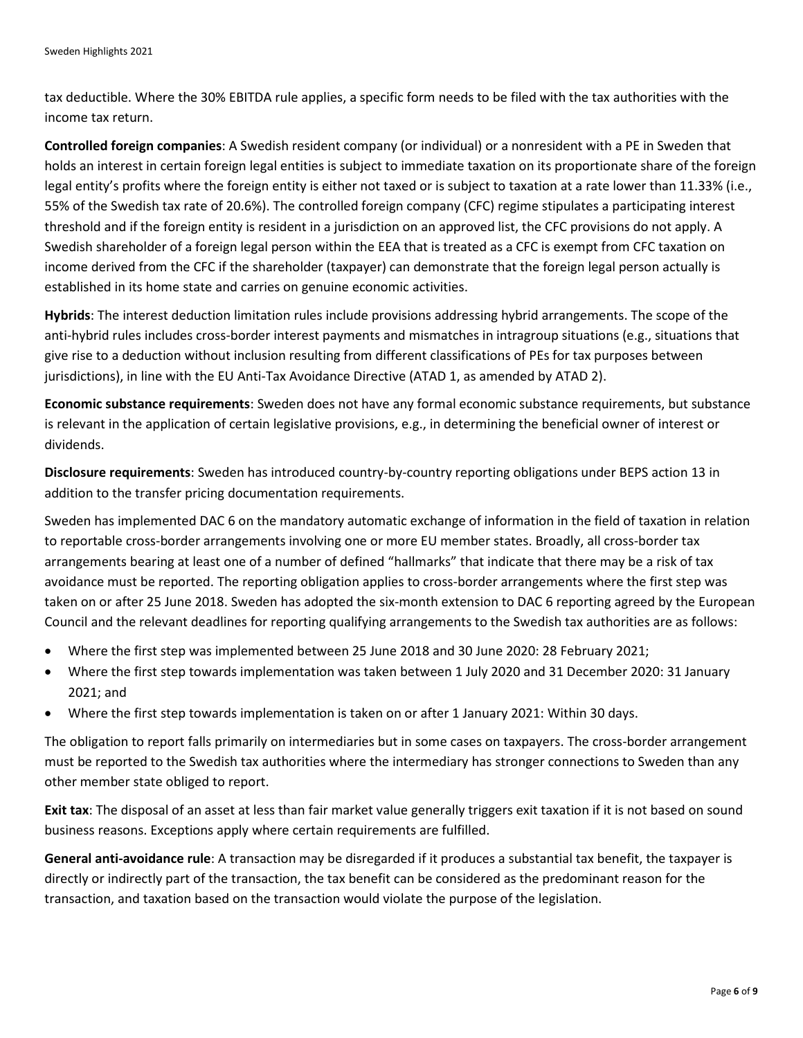tax deductible. Where the 30% EBITDA rule applies, a specific form needs to be filed with the tax authorities with the income tax return.

**Controlled foreign companies**: A Swedish resident company (or individual) or a nonresident with a PE in Sweden that holds an interest in certain foreign legal entities is subject to immediate taxation on its proportionate share of the foreign legal entity's profits where the foreign entity is either not taxed or is subject to taxation at a rate lower than 11.33% (i.e., 55% of the Swedish tax rate of 20.6%). The controlled foreign company (CFC) regime stipulates a participating interest threshold and if the foreign entity is resident in a jurisdiction on an approved list, the CFC provisions do not apply. A Swedish shareholder of a foreign legal person within the EEA that is treated as a CFC is exempt from CFC taxation on income derived from the CFC if the shareholder (taxpayer) can demonstrate that the foreign legal person actually is established in its home state and carries on genuine economic activities.

**Hybrids**: The interest deduction limitation rules include provisions addressing hybrid arrangements. The scope of the anti-hybrid rules includes cross-border interest payments and mismatches in intragroup situations (e.g., situations that give rise to a deduction without inclusion resulting from different classifications of PEs for tax purposes between jurisdictions), in line with the EU Anti-Tax Avoidance Directive (ATAD 1, as amended by ATAD 2).

**Economic substance requirements**: Sweden does not have any formal economic substance requirements, but substance is relevant in the application of certain legislative provisions, e.g., in determining the beneficial owner of interest or dividends.

**Disclosure requirements**: Sweden has introduced country-by-country reporting obligations under BEPS action 13 in addition to the transfer pricing documentation requirements.

Sweden has implemented DAC 6 on the mandatory automatic exchange of information in the field of taxation in relation to reportable cross-border arrangements involving one or more EU member states. Broadly, all cross-border tax arrangements bearing at least one of a number of defined "hallmarks" that indicate that there may be a risk of tax avoidance must be reported. The reporting obligation applies to cross-border arrangements where the first step was taken on or after 25 June 2018. Sweden has adopted the six-month extension to DAC 6 reporting agreed by the European Council and the relevant deadlines for reporting qualifying arrangements to the Swedish tax authorities are as follows:

- Where the first step was implemented between 25 June 2018 and 30 June 2020: 28 February 2021;
- Where the first step towards implementation was taken between 1 July 2020 and 31 December 2020: 31 January 2021; and
- Where the first step towards implementation is taken on or after 1 January 2021: Within 30 days.

The obligation to report falls primarily on intermediaries but in some cases on taxpayers. The cross-border arrangement must be reported to the Swedish tax authorities where the intermediary has stronger connections to Sweden than any other member state obliged to report.

**Exit tax**: The disposal of an asset at less than fair market value generally triggers exit taxation if it is not based on sound business reasons. Exceptions apply where certain requirements are fulfilled.

**General anti-avoidance rule**: A transaction may be disregarded if it produces a substantial tax benefit, the taxpayer is directly or indirectly part of the transaction, the tax benefit can be considered as the predominant reason for the transaction, and taxation based on the transaction would violate the purpose of the legislation.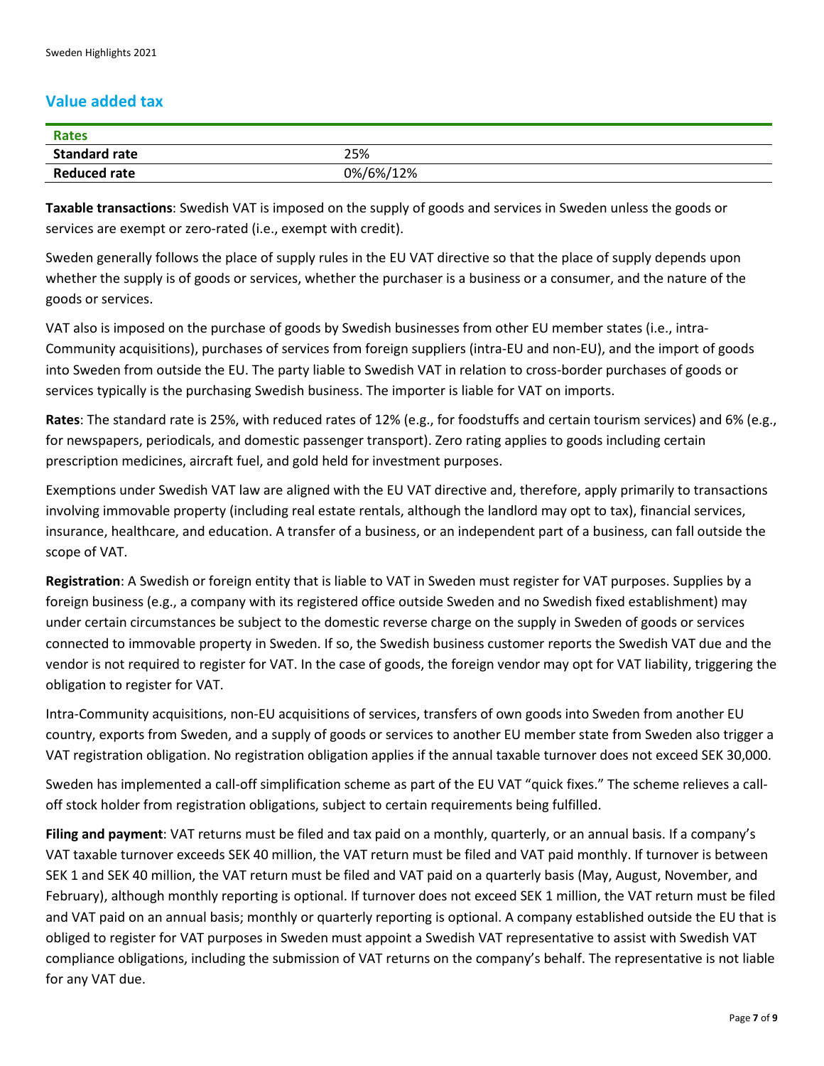## Value added tax

| Rates | |
|---|---|
| **Standard rate** | 25% |
| **Reduced rate** | 0%/6%/12% |

**Taxable transactions**: Swedish VAT is imposed on the supply of goods and services in Sweden unless the goods or services are exempt or zero-rated (i.e., exempt with credit).

Sweden generally follows the place of supply rules in the EU VAT directive so that the place of supply depends upon whether the supply is of goods or services, whether the purchaser is a business or a consumer, and the nature of the goods or services.

VAT also is imposed on the purchase of goods by Swedish businesses from other EU member states (i.e., intra-Community acquisitions), purchases of services from foreign suppliers (intra-EU and non-EU), and the import of goods into Sweden from outside the EU. The party liable to Swedish VAT in relation to cross-border purchases of goods or services typically is the purchasing Swedish business. The importer is liable for VAT on imports.

**Rates**: The standard rate is 25%, with reduced rates of 12% (e.g., for foodstuffs and certain tourism services) and 6% (e.g., for newspapers, periodicals, and domestic passenger transport). Zero rating applies to goods including certain prescription medicines, aircraft fuel, and gold held for investment purposes.

Exemptions under Swedish VAT law are aligned with the EU VAT directive and, therefore, apply primarily to transactions involving immovable property (including real estate rentals, although the landlord may opt to tax), financial services, insurance, healthcare, and education. A transfer of a business, or an independent part of a business, can fall outside the scope of VAT.

**Registration**: A Swedish or foreign entity that is liable to VAT in Sweden must register for VAT purposes. Supplies by a foreign business (e.g., a company with its registered office outside Sweden and no Swedish fixed establishment) may under certain circumstances be subject to the domestic reverse charge on the supply in Sweden of goods or services connected to immovable property in Sweden. If so, the Swedish business customer reports the Swedish VAT due and the vendor is not required to register for VAT. In the case of goods, the foreign vendor may opt for VAT liability, triggering the obligation to register for VAT.

Intra-Community acquisitions, non-EU acquisitions of services, transfers of own goods into Sweden from another EU country, exports from Sweden, and a supply of goods or services to another EU member state from Sweden also trigger a VAT registration obligation. No registration obligation applies if the annual taxable turnover does not exceed SEK 30,000.

Sweden has implemented a call-off simplification scheme as part of the EU VAT "quick fixes." The scheme relieves a call-off stock holder from registration obligations, subject to certain requirements being fulfilled.

**Filing and payment**: VAT returns must be filed and tax paid on a monthly, quarterly, or an annual basis. If a company's VAT taxable turnover exceeds SEK 40 million, the VAT return must be filed and VAT paid monthly. If turnover is between SEK 1 and SEK 40 million, the VAT return must be filed and VAT paid on a quarterly basis (May, August, November, and February), although monthly reporting is optional. If turnover does not exceed SEK 1 million, the VAT return must be filed and VAT paid on an annual basis; monthly or quarterly reporting is optional. A company established outside the EU that is obliged to register for VAT purposes in Sweden must appoint a Swedish VAT representative to assist with Swedish VAT compliance obligations, including the submission of VAT returns on the company's behalf. The representative is not liable for any VAT due.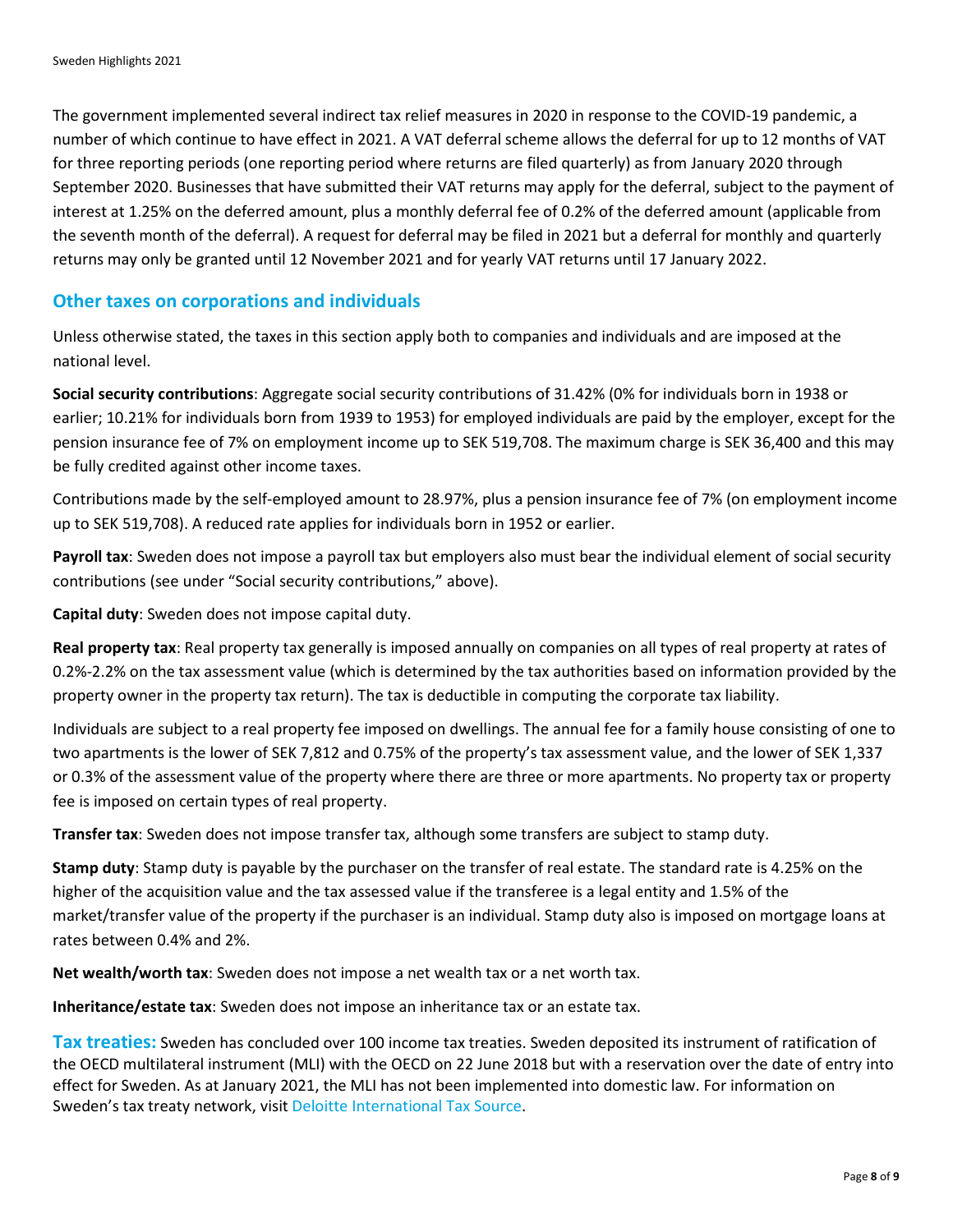The government implemented several indirect tax relief measures in 2020 in response to the COVID-19 pandemic, a number of which continue to have effect in 2021. A VAT deferral scheme allows the deferral for up to 12 months of VAT for three reporting periods (one reporting period where returns are filed quarterly) as from January 2020 through September 2020. Businesses that have submitted their VAT returns may apply for the deferral, subject to the payment of interest at 1.25% on the deferred amount, plus a monthly deferral fee of 0.2% of the deferred amount (applicable from the seventh month of the deferral). A request for deferral may be filed in 2021 but a deferral for monthly and quarterly returns may only be granted until 12 November 2021 and for yearly VAT returns until 17 January 2022.

## Other taxes on corporations and individuals

Unless otherwise stated, the taxes in this section apply both to companies and individuals and are imposed at the national level.

**Social security contributions**: Aggregate social security contributions of 31.42% (0% for individuals born in 1938 or earlier; 10.21% for individuals born from 1939 to 1953) for employed individuals are paid by the employer, except for the pension insurance fee of 7% on employment income up to SEK 519,708. The maximum charge is SEK 36,400 and this may be fully credited against other income taxes.

Contributions made by the self-employed amount to 28.97%, plus a pension insurance fee of 7% (on employment income up to SEK 519,708). A reduced rate applies for individuals born in 1952 or earlier.

**Payroll tax**: Sweden does not impose a payroll tax but employers also must bear the individual element of social security contributions (see under "Social security contributions," above).

**Capital duty**: Sweden does not impose capital duty.

**Real property tax**: Real property tax generally is imposed annually on companies on all types of real property at rates of 0.2%-2.2% on the tax assessment value (which is determined by the tax authorities based on information provided by the property owner in the property tax return). The tax is deductible in computing the corporate tax liability.

Individuals are subject to a real property fee imposed on dwellings. The annual fee for a family house consisting of one to two apartments is the lower of SEK 7,812 and 0.75% of the property's tax assessment value, and the lower of SEK 1,337 or 0.3% of the assessment value of the property where there are three or more apartments. No property tax or property fee is imposed on certain types of real property.

**Transfer tax**: Sweden does not impose transfer tax, although some transfers are subject to stamp duty.

**Stamp duty**: Stamp duty is payable by the purchaser on the transfer of real estate. The standard rate is 4.25% on the higher of the acquisition value and the tax assessed value if the transferee is a legal entity and 1.5% of the market/transfer value of the property if the purchaser is an individual. Stamp duty also is imposed on mortgage loans at rates between 0.4% and 2%.

**Net wealth/worth tax**: Sweden does not impose a net wealth tax or a net worth tax.

**Inheritance/estate tax**: Sweden does not impose an inheritance tax or an estate tax.

**Tax treaties:** Sweden has concluded over 100 income tax treaties. Sweden deposited its instrument of ratification of the OECD multilateral instrument (MLI) with the OECD on 22 June 2018 but with a reservation over the date of entry into effect for Sweden. As at January 2021, the MLI has not been implemented into domestic law. For information on Sweden's tax treaty network, visit Deloitte International Tax Source.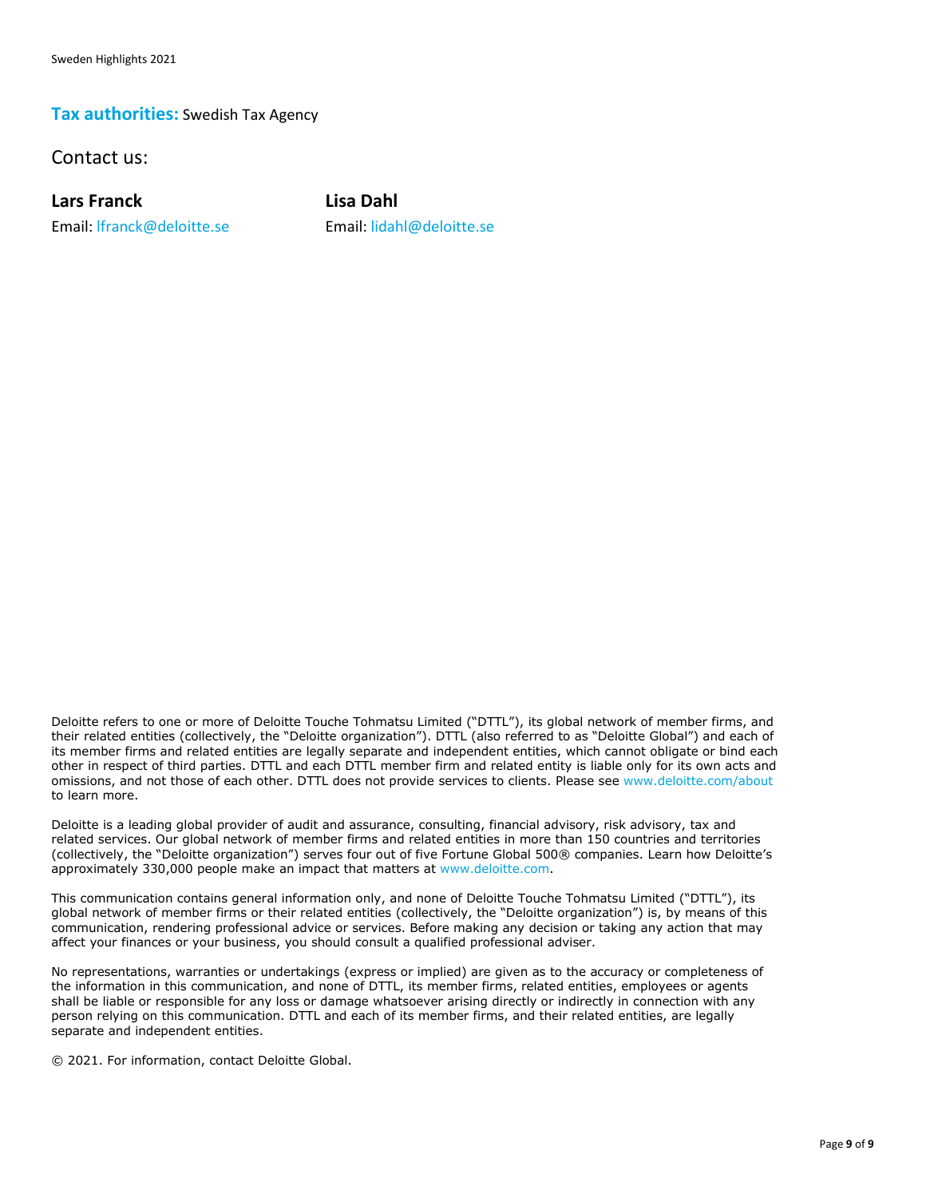**Tax authorities:** Swedish Tax Agency

## Contact us:

**Lars Franck**

Email: lfranck@deloitte.se

**Lisa Dahl**

Email: lidahl@deloitte.se

Deloitte refers to one or more of Deloitte Touche Tohmatsu Limited ("DTTL"), its global network of member firms, and their related entities (collectively, the "Deloitte organization"). DTTL (also referred to as "Deloitte Global") and each of its member firms and related entities are legally separate and independent entities, which cannot obligate or bind each other in respect of third parties. DTTL and each DTTL member firm and related entity is liable only for its own acts and omissions, and not those of each other. DTTL does not provide services to clients. Please see www.deloitte.com/about to learn more.

Deloitte is a leading global provider of audit and assurance, consulting, financial advisory, risk advisory, tax and related services. Our global network of member firms and related entities in more than 150 countries and territories (collectively, the "Deloitte organization") serves four out of five Fortune Global 500® companies. Learn how Deloitte's approximately 330,000 people make an impact that matters at www.deloitte.com.

This communication contains general information only, and none of Deloitte Touche Tohmatsu Limited ("DTTL"), its global network of member firms or their related entities (collectively, the "Deloitte organization") is, by means of this communication, rendering professional advice or services. Before making any decision or taking any action that may affect your finances or your business, you should consult a qualified professional adviser.

No representations, warranties or undertakings (express or implied) are given as to the accuracy or completeness of the information in this communication, and none of DTTL, its member firms, related entities, employees or agents shall be liable or responsible for any loss or damage whatsoever arising directly or indirectly in connection with any person relying on this communication. DTTL and each of its member firms, and their related entities, are legally separate and independent entities.

© 2021. For information, contact Deloitte Global.